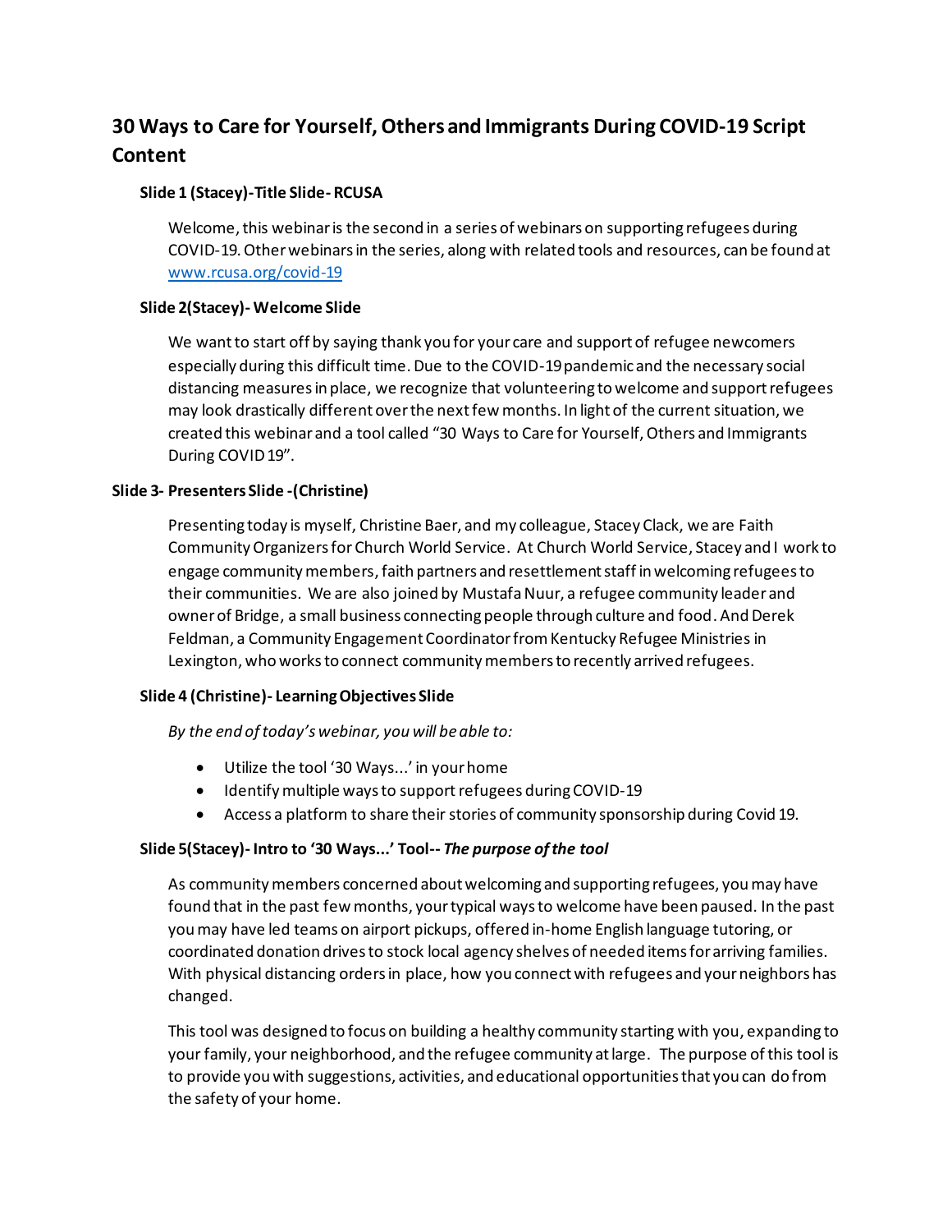# 30 Ways to Care for Yourself, Others and Immigrants During COVID-19 Script Content

### Slide 1 (Stacey)-Title Slide- RCUSA

Welcome, this webinar is the second in a series of webinars on supporting refugees during COVID-19. Other webinars in the series, along with related tools and resources, can be found at [www.rcusa.org/covid-19](www.rcusa.org/covid-19)

### Slide 2(Stacey)- Welcome Slide

We want to start off by saying thank you for your care and support of refugee newcomers especially during this difficult time. Due to the COVID-19 pandemic and the necessary social distancing measures in place, we recognize that volunteering to welcome and support refugees may look drastically different over the next few months. In light of the current situation, we created this webinar and a tool called "30 Ways to Care for Yourself, Others and Immigrants During COVID 19".

### Slide 3- Presenters Slide -(Christine)

Presenting today is myself, Christine Baer, and my colleague, Stacey Clack, we are Faith Community Organizers for Church World Service. At Church World Service, Stacey and I work to engage community members, faith partners and resettlement staff in welcoming refugees to their communities. We are also joined by Mustafa Nuur, a refugee community leader and owner of Bridge, a small business connecting people through culture and food. And Derek Feldman, a Community Engagement Coordinator from Kentucky Refugee Ministries in Lexington, who works to connect community members to recently arrived refugees.

### Slide 4 (Christine)- Learning Objectives Slide

*By the end of today's webinar, you will be able to:*

- Utilize the tool '30 Ways...' in your home
- Identify multiple ways to support refugees during COVID-19
- Access a platform to share their stories of community sponsorship during Covid 19.

### Slide 5(Stacey)- Intro to '30 Ways...' Tool-- *The purpose of the tool*

As community members concerned about welcoming and supporting refugees, you may have found that in the past few months, your typical ways to welcome have been paused. In the past you may have led teams on airport pickups, offered in-home English language tutoring, or coordinated donation drives to stock local agency shelves of needed items for arriving families. With physical distancing orders in place, how you connect with refugees and your neighbors has changed.

This tool was designed to focus on building a healthy community starting with you, expanding to your family, your neighborhood, and the refugee community at large. The purpose of this tool is to provide you with suggestions, activities, and educational opportunities that you can do from the safety of your home.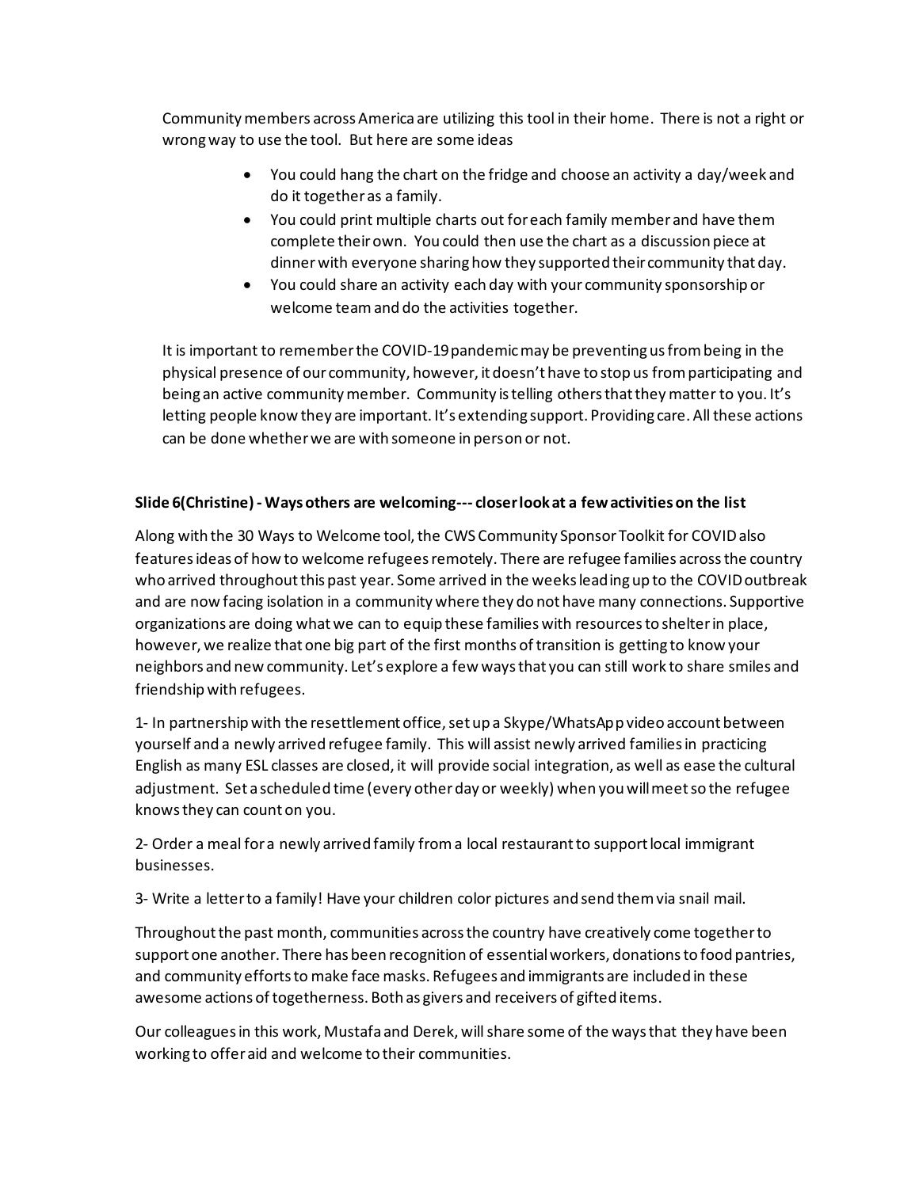Community members across America are utilizing this tool in their home. There is not a right or wrong way to use the tool. But here are some ideas

- You could hang the chart on the fridge and choose an activity a day/week and do it together as a family.
- You could print multiple charts out for each family member and have them complete their own. You could then use the chart as a discussion piece at dinner with everyone sharing how they supported their community that day.
- You could share an activity each day with your community sponsorship or welcome team and do the activities together.

It is important to remember the COVID-19 pandemic may be preventing us from being in the physical presence of our community, however, it doesn't have to stop us from participating and being an active community member. Community is telling others that they matter to you. It's letting people know they are important. It's extending support. Providing care. All these actions can be done whether we are with someone in person or not.

**Slide 6 (Christine) - Ways others are welcoming--- closer look at a few activities on the list**

Along with the 30 Ways to Welcome tool, the CWS Community Sponsor Toolkit for COVID also features ideas of how to welcome refugees remotely. There are refugee families across the country who arrived throughout this past year. Some arrived in the weeks leading up to the COVID outbreak and are now facing isolation in a community where they do not have many connections. Supportive organizations are doing what we can to equip these families with resources to shelter in place, however, we realize that one big part of the first months of transition is getting to know your neighbors and new community. Let's explore a few ways that you can still work to share smiles and friendship with refugees.

1- In partnership with the resettlement office, set up a Skype/WhatsApp video account between yourself and a newly arrived refugee family. This will assist newly arrived families in practicing English as many ESL classes are closed, it will provide social integration, as well as ease the cultural adjustment. Set a scheduled time (every other day or weekly) when you will meet so the refugee knows they can count on you.

2- Order a meal for a newly arrived family from a local restaurant to support local immigrant businesses.

3- Write a letter to a family! Have your children color pictures and send them via snail mail.

Throughout the past month, communities across the country have creatively come together to support one another. There has been recognition of essential workers, donations to food pantries, and community efforts to make face masks. Refugees and immigrants are included in these awesome actions of togetherness. Both as givers and receivers of gifted items.

Our colleagues in this work, Mustafa and Derek, will share some of the ways that they have been working to offer aid and welcome to their communities.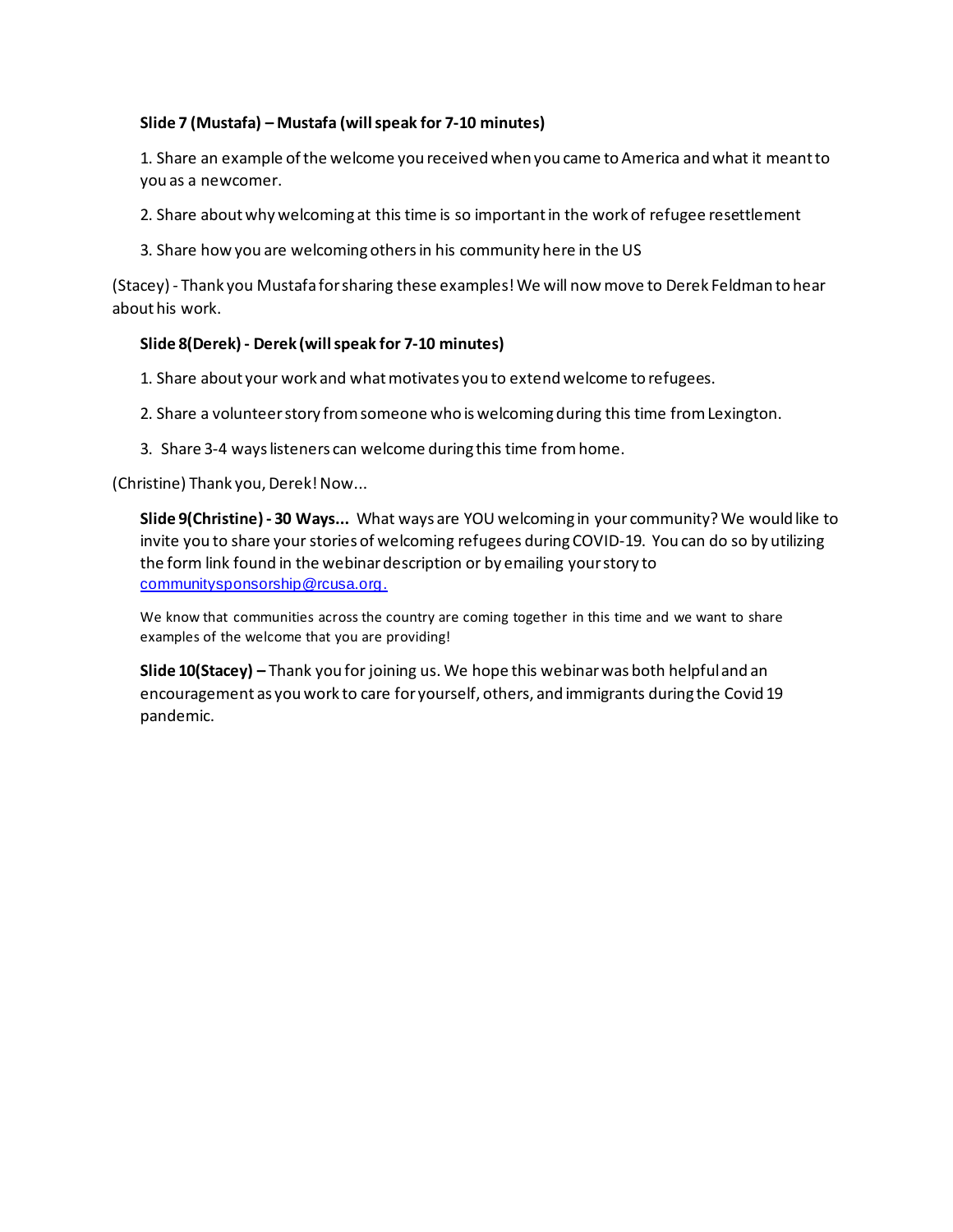**Slide 7 (Mustafa) – Mustafa (will speak for 7-10 minutes)**

1. Share an example of the welcome you received when you came to America and what it meant to you as a newcomer.

2. Share about why welcoming at this time is so important in the work of refugee resettlement

3. Share how you are welcoming others in his community here in the US

(Stacey) - Thank you Mustafa for sharing these examples! We will now move to Derek Feldman to hear about his work.

**Slide 8(Derek) - Derek (will speak for 7-10 minutes)**

1. Share about your work and what motivates you to extend welcome to refugees.

2. Share a volunteer story from someone who is welcoming during this time from Lexington.

3. Share 3-4 ways listeners can welcome during this time from home.

(Christine) Thank you, Derek! Now...

**Slide 9(Christine) - 30 Ways...** What ways are YOU welcoming in your community? We would like to invite you to share your stories of welcoming refugees during COVID-19. You can do so by utilizing the form link found in the webinar description or by emailing your story to communitysponsorship@rcusa.org.

We know that communities across the country are coming together in this time and we want to share examples of the welcome that you are providing!

**Slide 10(Stacey) –** Thank you for joining us. We hope this webinar was both helpful and an encouragement as you work to care for yourself, others, and immigrants during the Covid 19 pandemic.